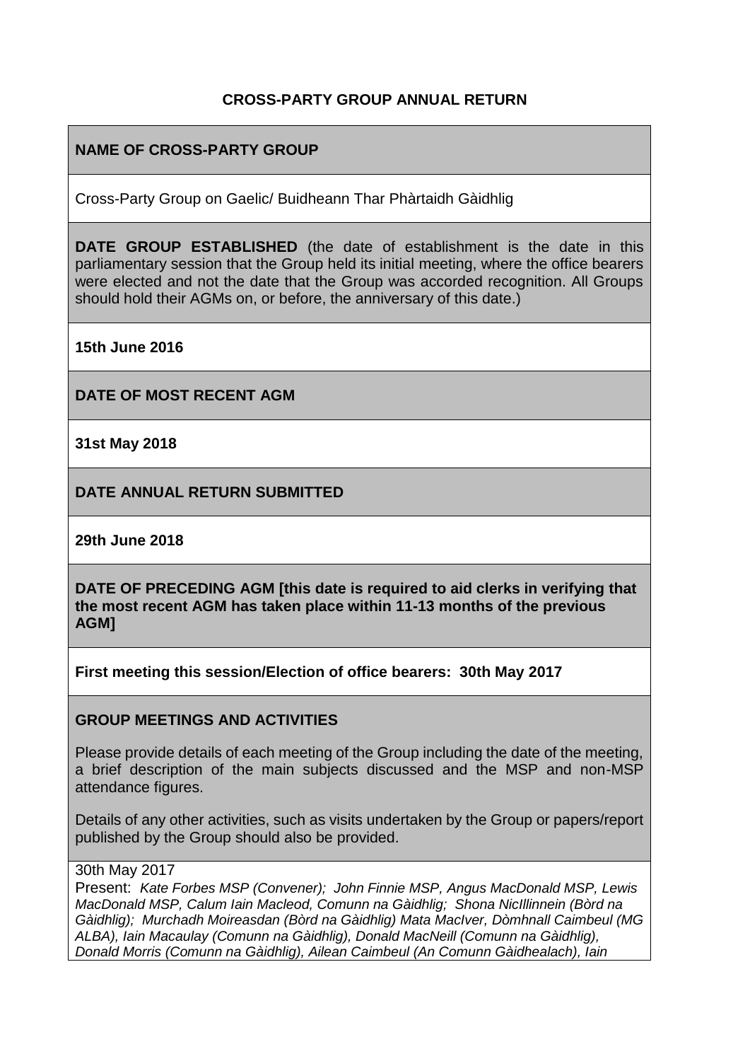**CROSS-PARTY GROUP ANNUAL RETURN**

**NAME OF CROSS-PARTY GROUP**

Cross-Party Group on Gaelic/ Buidheann Thar Phàrtaidh Gàidhlig

**DATE GROUP ESTABLISHED** (the date of establishment is the date in this parliamentary session that the Group held its initial meeting, where the office bearers were elected and not the date that the Group was accorded recognition. All Groups should hold their AGMs on, or before, the anniversary of this date.)

**15th June 2016**

**DATE OF MOST RECENT AGM**

**31st May 2018**

**DATE ANNUAL RETURN SUBMITTED**

**29th June 2018**

**DATE OF PRECEDING AGM [this date is required to aid clerks in verifying that the most recent AGM has taken place within 11-13 months of the previous AGM]**

**First meeting this session/Election of office bearers: 30th May 2017**

**GROUP MEETINGS AND ACTIVITIES**

Please provide details of each meeting of the Group including the date of the meeting, a brief description of the main subjects discussed and the MSP and non-MSP attendance figures.

Details of any other activities, such as visits undertaken by the Group or papers/report published by the Group should also be provided.

30th May 2017

Present: *Kate Forbes MSP (Convener); John Finnie MSP, Angus MacDonald MSP, Lewis MacDonald MSP, Calum Iain Macleod, Comunn na Gàidhlig; Shona NicIllinnein (Bòrd na Gàidhlig); Murchadh Moireasdan (Bòrd na Gàidhlig) Mata MacIver, Dòmhnall Caimbeul (MG ALBA), Iain Macaulay (Comunn na Gàidhlig), Donald MacNeill (Comunn na Gàidhlig), Donald Morris (Comunn na Gàidhlig), Ailean Caimbeul (An Comunn Gàidhealach), Iain*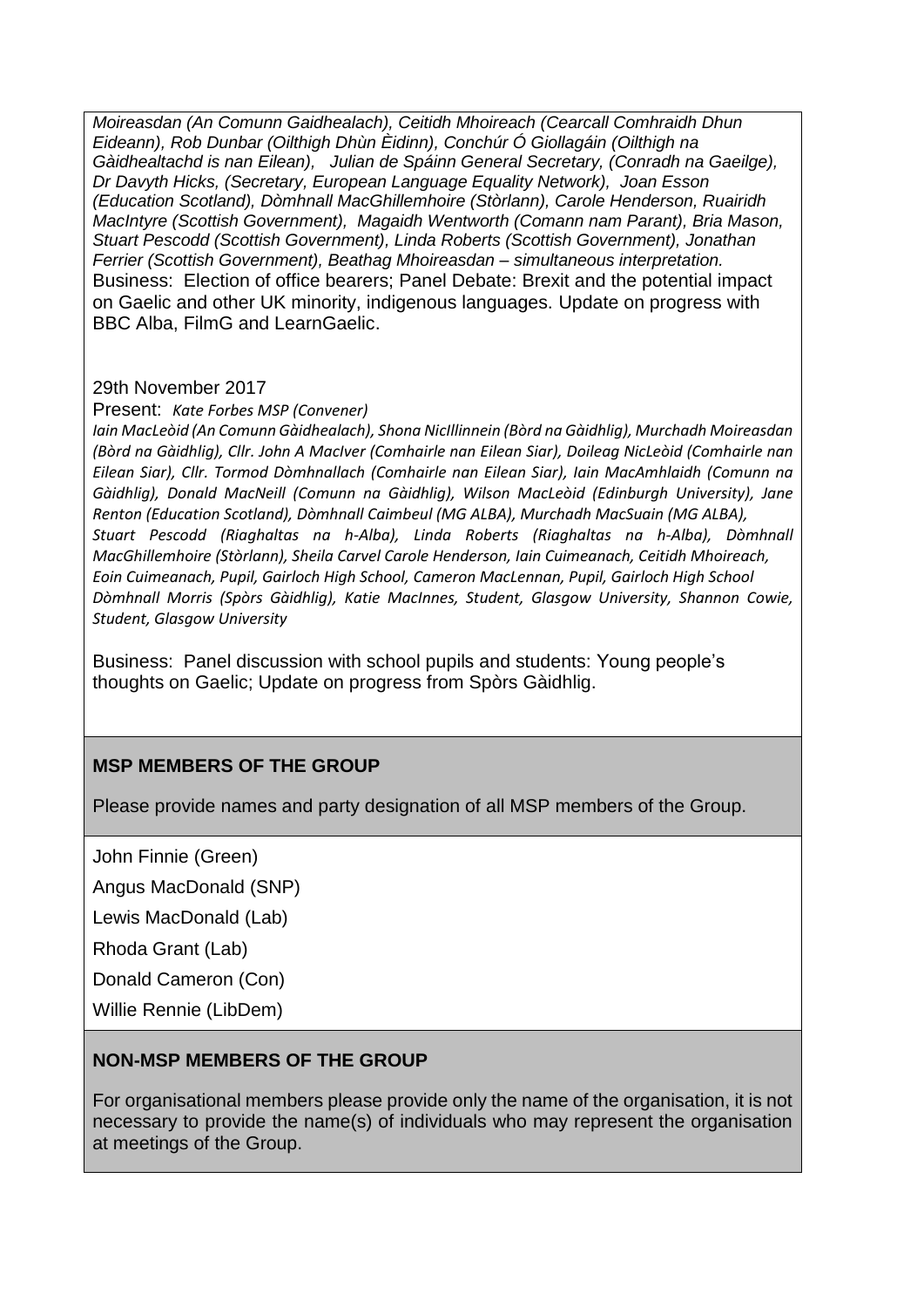*Moireasdan (An Comunn Gaidhealach), Ceitidh Mhoireach (Cearcall Comhraidh Dhun Eideann), Rob Dunbar (Oilthigh Dhùn Èidinn), Conchúr Ó Giollagáin (Oilthigh na Gàidhealtachd is nan Eilean), Julian de Spáinn General Secretary, (Conradh na Gaeilge), Dr Davyth Hicks, (Secretary, European Language Equality Network), Joan Esson (Education Scotland), Dòmhnall MacGhillemhoire (Stòrlann), Carole Henderson, Ruairidh MacIntyre (Scottish Government), Magaidh Wentworth (Comann nam Parant), Bria Mason, Stuart Pescodd (Scottish Government), Linda Roberts (Scottish Government), Jonathan Ferrier (Scottish Government), Beathag Mhoireasdan – simultaneous interpretation.*

Business: Election of office bearers; Panel Debate: Brexit and the potential impact on Gaelic and other UK minority, indigenous languages. Update on progress with BBC Alba, FilmG and LearnGaelic.

29th November 2017

Present: *Kate Forbes MSP (Convener)*

*Iain MacLeòid (An Comunn Gàidhealach), Shona NicIllinnein (Bòrd na Gàidhlig), Murchadh Moireasdan (Bòrd na Gàidhlig), Cllr. John A MacIver (Comhairle nan Eilean Siar), Doileag NicLeòid (Comhairle nan Eilean Siar), Cllr. Tormod Dòmhnallach (Comhairle nan Eilean Siar), Iain MacAmhlaidh (Comunn na Gàidhlig), Donald MacNeill (Comunn na Gàidhlig), Wilson MacLeòid (Edinburgh University), Jane Renton (Education Scotland), Dòmhnall Caimbeul (MG ALBA), Murchadh MacSuain (MG ALBA), Stuart Pescodd (Riaghaltas na h-Alba), Linda Roberts (Riaghaltas na h-Alba), Dòmhnall MacGhillemhoire (Stòrlann), Sheila Carvel Carole Henderson, Iain Cuimeanach, Ceitidh Mhoireach, Eoin Cuimeanach, Pupil, Gairloch High School, Cameron MacLennan, Pupil, Gairloch High School Dòmhnall Morris (Spòrs Gàidhlig), Katie MacInnes, Student, Glasgow University, Shannon Cowie, Student, Glasgow University*

Business: Panel discussion with school pupils and students: Young people's thoughts on Gaelic; Update on progress from Spòrs Gàidhlig.

**MSP MEMBERS OF THE GROUP**

Please provide names and party designation of all MSP members of the Group.

John Finnie (Green)

Angus MacDonald (SNP)

Lewis MacDonald (Lab)

Rhoda Grant (Lab)

Donald Cameron (Con)

Willie Rennie (LibDem)

**NON-MSP MEMBERS OF THE GROUP**

For organisational members please provide only the name of the organisation, it is not necessary to provide the name(s) of individuals who may represent the organisation at meetings of the Group.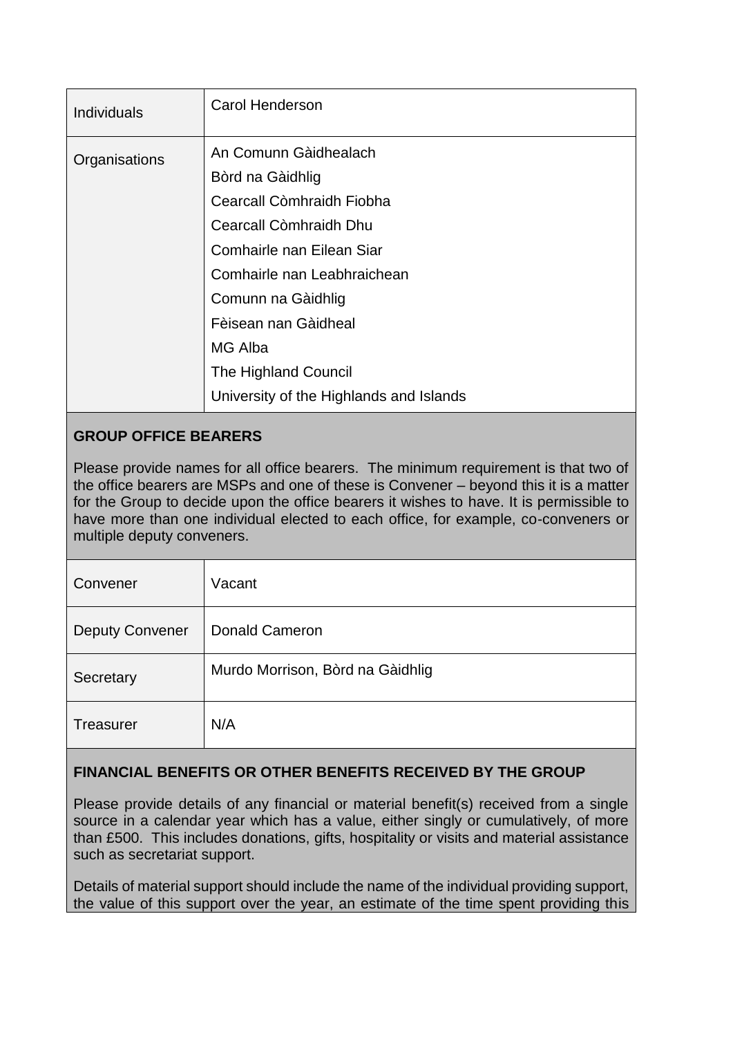| Individuals | Carol Henderson |
|---|---|
| Organisations | An Comunn Gàidhealach<br>Bòrd na Gàidhlig<br>Cearcall Còmhraidh Fiobha<br>Cearcall Còmhraidh Dhu<br>Comhairle nan Eilean Siar<br>Comhairle nan Leabhraichean<br>Comunn na Gàidhlig<br>Fèisean nan Gàidheal<br>MG Alba<br>The Highland Council<br>University of the Highlands and Islands |

**GROUP OFFICE BEARERS**

Please provide names for all office bearers. The minimum requirement is that two of the office bearers are MSPs and one of these is Convener – beyond this it is a matter for the Group to decide upon the office bearers it wishes to have. It is permissible to have more than one individual elected to each office, for example, co-conveners or multiple deputy conveners.

| Convener | Vacant |
|---|---|
| Deputy Convener | Donald Cameron |
| Secretary | Murdo Morrison, Bòrd na Gàidhlig |
| Treasurer | N/A |

**FINANCIAL BENEFITS OR OTHER BENEFITS RECEIVED BY THE GROUP**

Please provide details of any financial or material benefit(s) received from a single source in a calendar year which has a value, either singly or cumulatively, of more than £500. This includes donations, gifts, hospitality or visits and material assistance such as secretariat support.

Details of material support should include the name of the individual providing support, the value of this support over the year, an estimate of the time spent providing this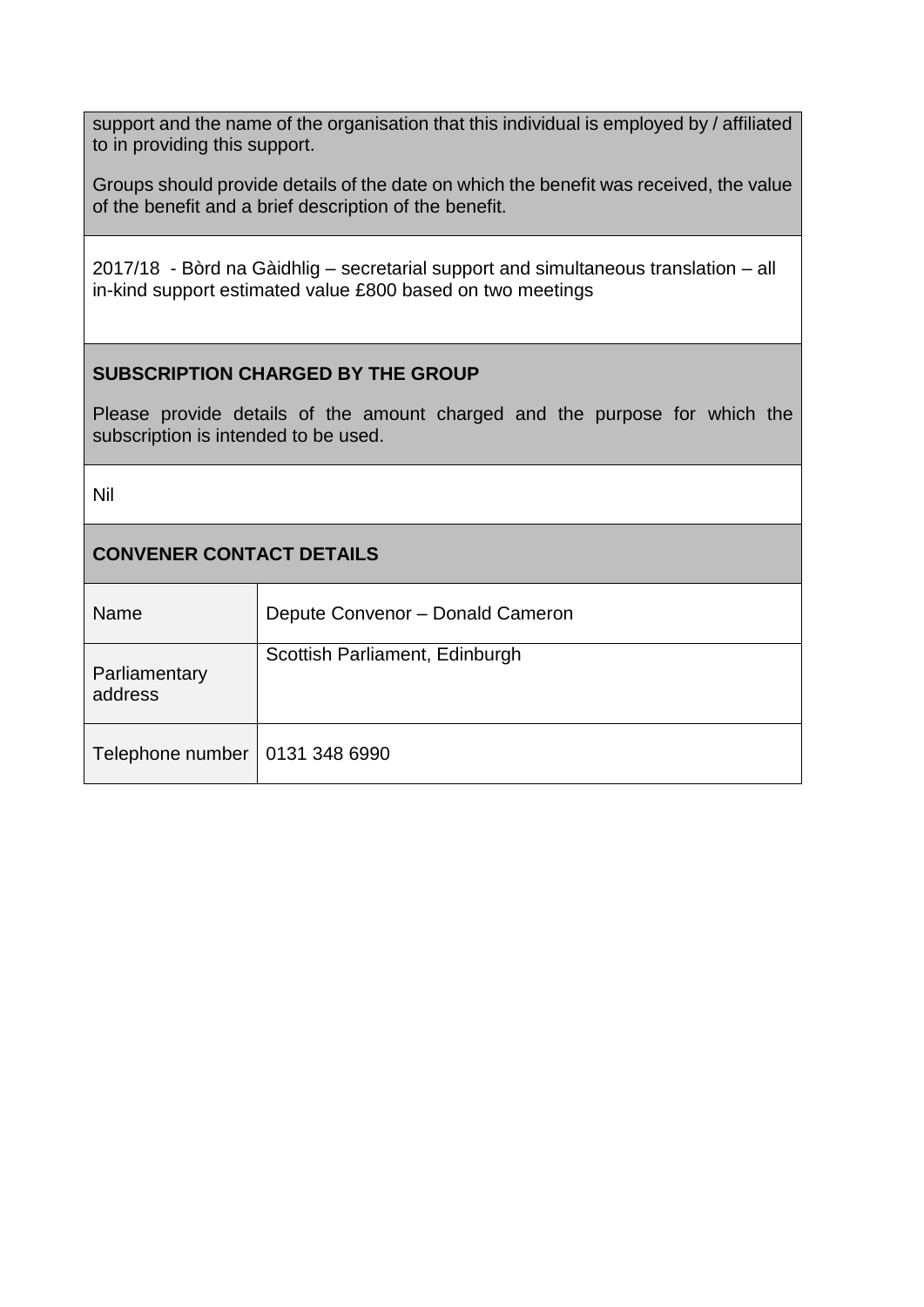support and the name of the organisation that this individual is employed by / affiliated to in providing this support.

Groups should provide details of the date on which the benefit was received, the value of the benefit and a brief description of the benefit.

2017/18 - Bòrd na Gàidhlig – secretarial support and simultaneous translation – all in-kind support estimated value £800 based on two meetings

**SUBSCRIPTION CHARGED BY THE GROUP**

Please provide details of the amount charged and the purpose for which the subscription is intended to be used.

Nil

**CONVENER CONTACT DETAILS**

| | |
|---|---|
| Name | Depute Convenor – Donald Cameron |
| Parliamentary address | Scottish Parliament, Edinburgh |
| Telephone number | 0131 348 6990 |